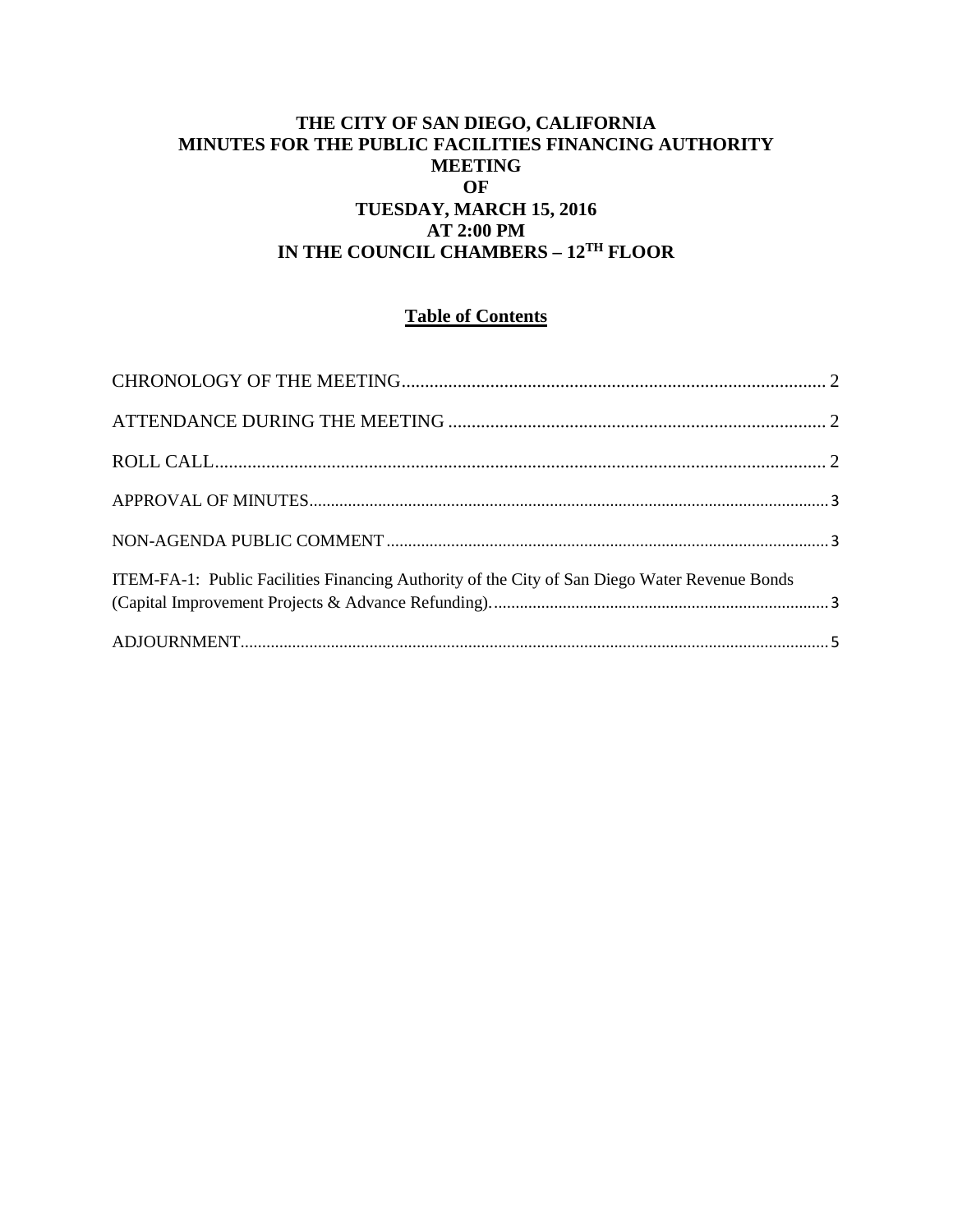# THE CITY OF SAN DIEGO, CALIFORNIA
# MINUTES FOR THE PUBLIC FACILITIES FINANCING AUTHORITY MEETING
# OF
# TUESDAY, MARCH 15, 2016
# AT 2:00 PM
# IN THE COUNCIL CHAMBERS – 12TH FLOOR

## Table of Contents

CHRONOLOGY OF THE MEETING ........................................................................................... 2

ATTENDANCE DURING THE MEETING ................................................................................. 2

ROLL CALL .................................................................................................................................... 2

APPROVAL OF MINUTES ............................................................................................................ 3

NON-AGENDA PUBLIC COMMENT ........................................................................................... 3

ITEM-FA-1: Public Facilities Financing Authority of the City of San Diego Water Revenue Bonds (Capital Improvement Projects & Advance Refunding). ............................................................................ 3

ADJOURNMENT ............................................................................................................................ 5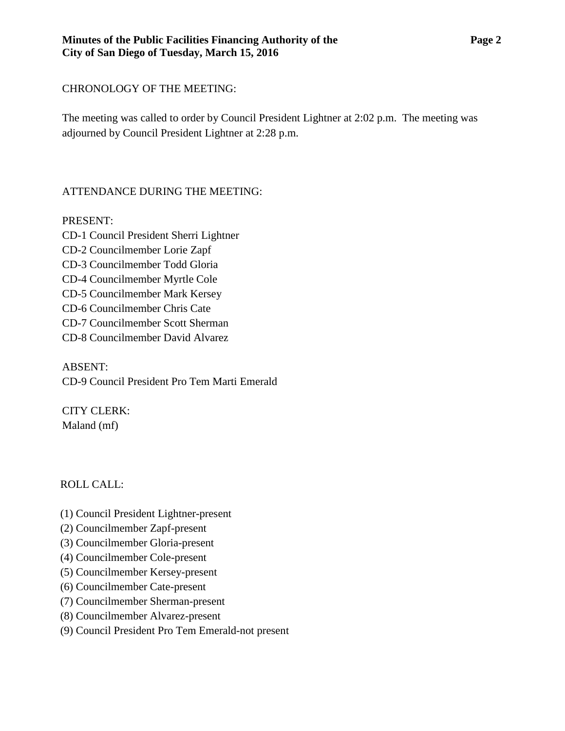CHRONOLOGY OF THE MEETING:

The meeting was called to order by Council President Lightner at 2:02 p.m. The meeting was adjourned by Council President Lightner at 2:28 p.m.

ATTENDANCE DURING THE MEETING:

PRESENT:
CD-1 Council President Sherri Lightner
CD-2 Councilmember Lorie Zapf
CD-3 Councilmember Todd Gloria
CD-4 Councilmember Myrtle Cole
CD-5 Councilmember Mark Kersey
CD-6 Councilmember Chris Cate
CD-7 Councilmember Scott Sherman
CD-8 Councilmember David Alvarez

ABSENT:
CD-9 Council President Pro Tem Marti Emerald

CITY CLERK:
Maland (mf)

ROLL CALL:

(1) Council President Lightner-present
(2) Councilmember Zapf-present
(3) Councilmember Gloria-present
(4) Councilmember Cole-present
(5) Councilmember Kersey-present
(6) Councilmember Cate-present
(7) Councilmember Sherman-present
(8) Councilmember Alvarez-present
(9) Council President Pro Tem Emerald-not present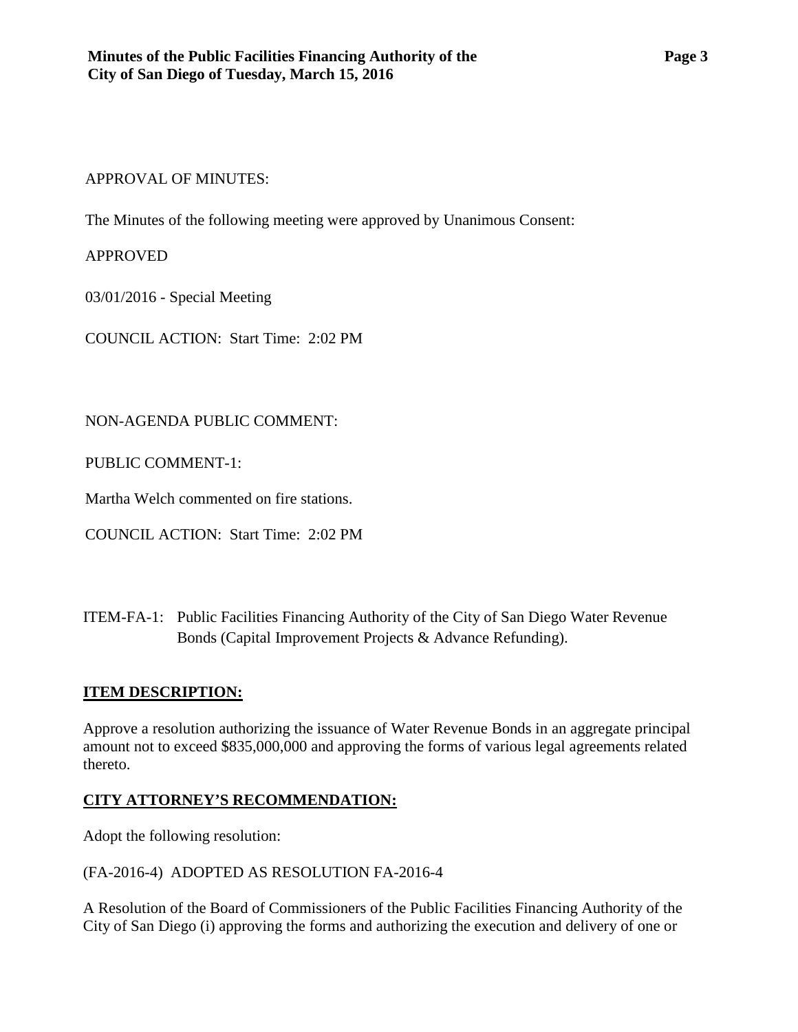APPROVAL OF MINUTES:

The Minutes of the following meeting were approved by Unanimous Consent:

APPROVED

03/01/2016 - Special Meeting

COUNCIL ACTION: Start Time: 2:02 PM

NON-AGENDA PUBLIC COMMENT:

PUBLIC COMMENT-1:

Martha Welch commented on fire stations.

COUNCIL ACTION: Start Time: 2:02 PM

ITEM-FA-1: Public Facilities Financing Authority of the City of San Diego Water Revenue Bonds (Capital Improvement Projects & Advance Refunding).

**ITEM DESCRIPTION:**

Approve a resolution authorizing the issuance of Water Revenue Bonds in an aggregate principal amount not to exceed $835,000,000 and approving the forms of various legal agreements related thereto.

**CITY ATTORNEY'S RECOMMENDATION:**

Adopt the following resolution:

(FA-2016-4) ADOPTED AS RESOLUTION FA-2016-4

A Resolution of the Board of Commissioners of the Public Facilities Financing Authority of the City of San Diego (i) approving the forms and authorizing the execution and delivery of one or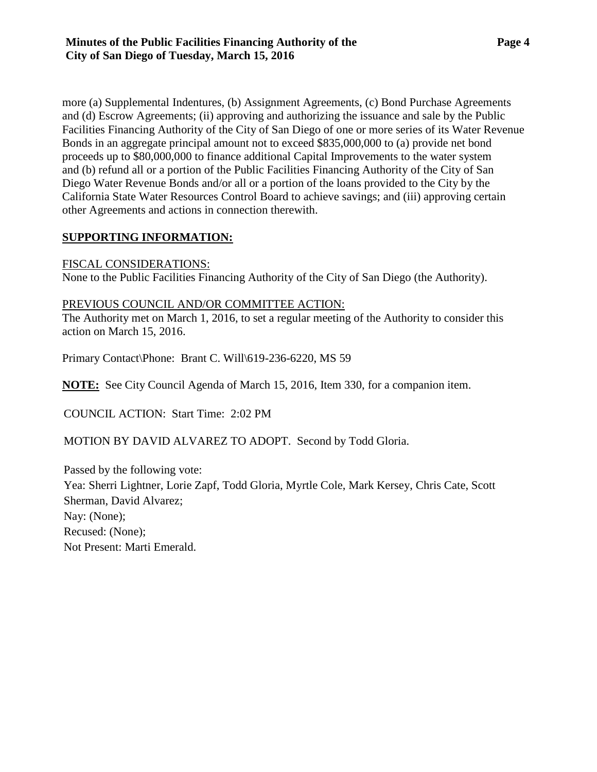more (a) Supplemental Indentures, (b) Assignment Agreements, (c) Bond Purchase Agreements and (d) Escrow Agreements; (ii) approving and authorizing the issuance and sale by the Public Facilities Financing Authority of the City of San Diego of one or more series of its Water Revenue Bonds in an aggregate principal amount not to exceed $835,000,000 to (a) provide net bond proceeds up to $80,000,000 to finance additional Capital Improvements to the water system and (b) refund all or a portion of the Public Facilities Financing Authority of the City of San Diego Water Revenue Bonds and/or all or a portion of the loans provided to the City by the California State Water Resources Control Board to achieve savings; and (iii) approving certain other Agreements and actions in connection therewith.

## SUPPORTING INFORMATION:

FISCAL CONSIDERATIONS:
None to the Public Facilities Financing Authority of the City of San Diego (the Authority).

PREVIOUS COUNCIL AND/OR COMMITTEE ACTION:
The Authority met on March 1, 2016, to set a regular meeting of the Authority to consider this action on March 15, 2016.

Primary Contact\Phone: Brant C. Will\619-236-6220, MS 59

**NOTE:** See City Council Agenda of March 15, 2016, Item 330, for a companion item.

COUNCIL ACTION: Start Time: 2:02 PM

MOTION BY DAVID ALVAREZ TO ADOPT. Second by Todd Gloria.

Passed by the following vote:
Yea: Sherri Lightner, Lorie Zapf, Todd Gloria, Myrtle Cole, Mark Kersey, Chris Cate, Scott Sherman, David Alvarez;
Nay: (None);
Recused: (None);
Not Present: Marti Emerald.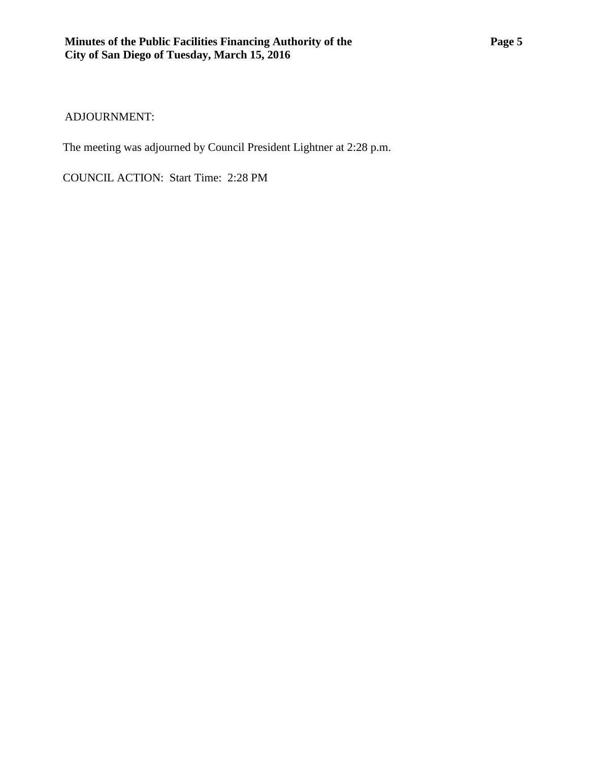ADJOURNMENT:

The meeting was adjourned by Council President Lightner at 2:28 p.m.

COUNCIL ACTION: Start Time: 2:28 PM